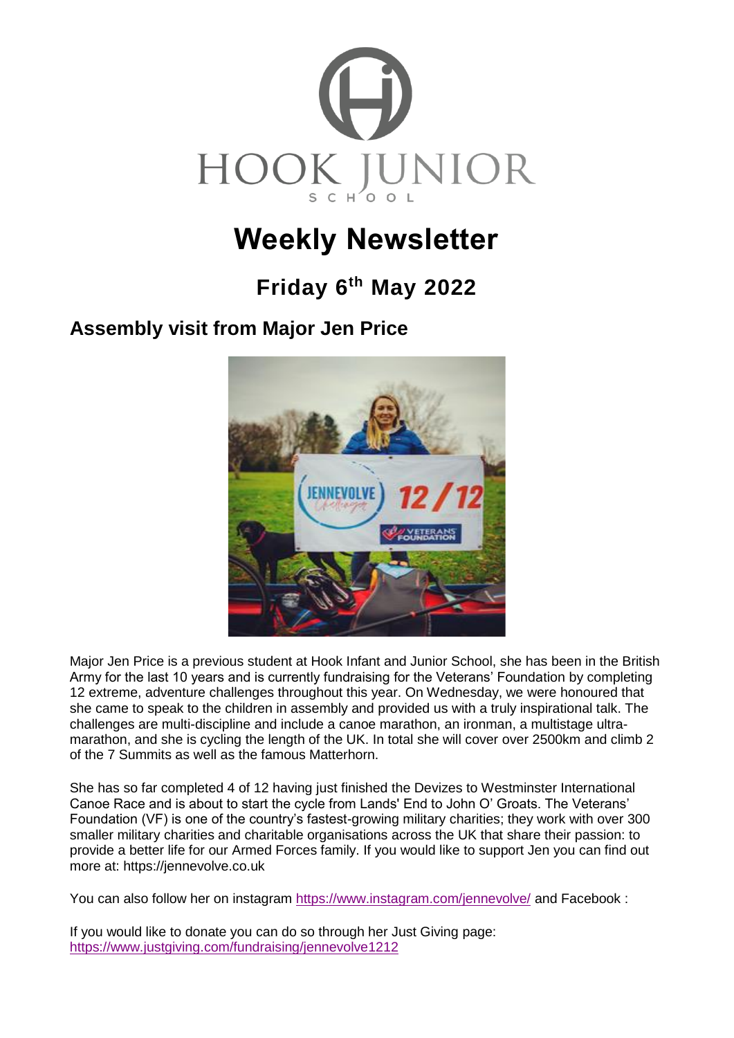# Weekly Newsletter

## Friday 6th May 2022

## Assembly visit from Major Jen Price

Major Jen Price is a previous student at Hook Infant and Junior School, she has been in the British Army for the last 10 years and is currently fundraising for the Veterans' Foundation by completing 12 extreme, adventure challenges throughout this year. On Wednesday, we were honoured that she came to speak to the children in assembly and provided us with a truly inspirational talk. The challenges are multi-discipline and include a canoe marathon, an ironman, a multistage ultra-marathon, and she is cycling the length of the UK. In total she will cover over 2500km and climb 2 of the 7 Summits as well as the famous Matterhorn.

She has so far completed 4 of 12 having just finished the Devizes to Westminster International Canoe Race and is about to start the cycle from Lands' End to John O' Groats. The Veterans' Foundation (VF) is one of the country's fastest-growing military charities; they work with over 300 smaller military charities and charitable organisations across the UK that share their passion: to provide a better life for our Armed Forces family. If you would like to support Jen you can find out more at: https://jennevolve.co.uk

You can also follow her on instagram https://www.instagram.com/jennevolve/ and Facebook :

If you would like to donate you can do so through her Just Giving page:
https://www.justgiving.com/fundraising/jennevolve1212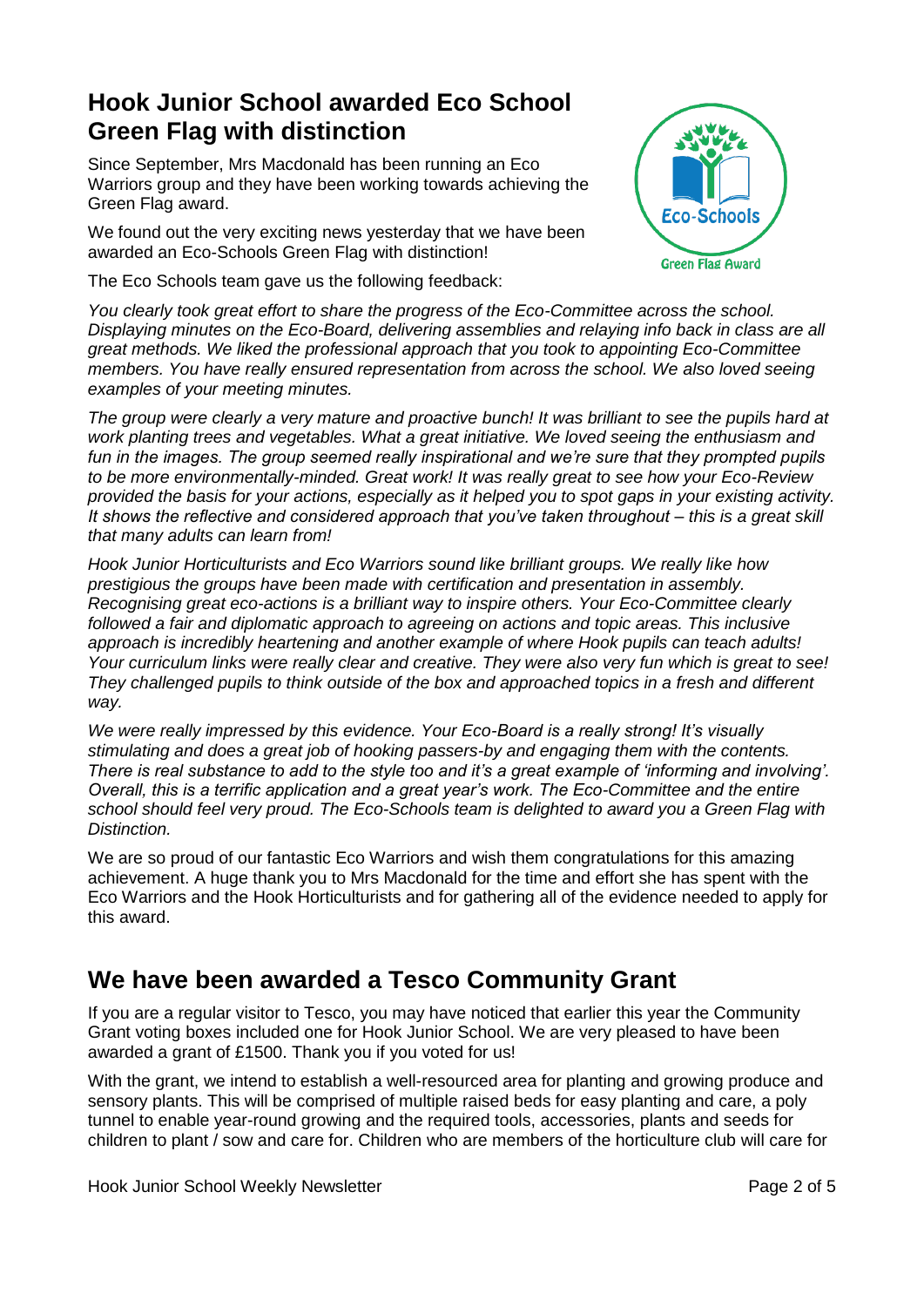## Hook Junior School awarded Eco School Green Flag with distinction

Since September, Mrs Macdonald has been running an Eco Warriors group and they have been working towards achieving the Green Flag award.

We found out the very exciting news yesterday that we have been awarded an Eco-Schools Green Flag with distinction!

The Eco Schools team gave us the following feedback:

*You clearly took great effort to share the progress of the Eco-Committee across the school. Displaying minutes on the Eco-Board, delivering assemblies and relaying info back in class are all great methods. We liked the professional approach that you took to appointing Eco-Committee members. You have really ensured representation from across the school. We also loved seeing examples of your meeting minutes.*

*The group were clearly a very mature and proactive bunch! It was brilliant to see the pupils hard at work planting trees and vegetables. What a great initiative. We loved seeing the enthusiasm and fun in the images. The group seemed really inspirational and we're sure that they prompted pupils to be more environmentally-minded. Great work! It was really great to see how your Eco-Review provided the basis for your actions, especially as it helped you to spot gaps in your existing activity. It shows the reflective and considered approach that you've taken throughout – this is a great skill that many adults can learn from!*

*Hook Junior Horticulturists and Eco Warriors sound like brilliant groups. We really like how prestigious the groups have been made with certification and presentation in assembly. Recognising great eco-actions is a brilliant way to inspire others. Your Eco-Committee clearly followed a fair and diplomatic approach to agreeing on actions and topic areas. This inclusive approach is incredibly heartening and another example of where Hook pupils can teach adults! Your curriculum links were really clear and creative. They were also very fun which is great to see! They challenged pupils to think outside of the box and approached topics in a fresh and different way.*

*We were really impressed by this evidence. Your Eco-Board is a really strong! It's visually stimulating and does a great job of hooking passers-by and engaging them with the contents. There is real substance to add to the style too and it's a great example of 'informing and involving'. Overall, this is a terrific application and a great year's work. The Eco-Committee and the entire school should feel very proud. The Eco-Schools team is delighted to award you a Green Flag with Distinction.*

We are so proud of our fantastic Eco Warriors and wish them congratulations for this amazing achievement. A huge thank you to Mrs Macdonald for the time and effort she has spent with the Eco Warriors and the Hook Horticulturists and for gathering all of the evidence needed to apply for this award.

## We have been awarded a Tesco Community Grant

If you are a regular visitor to Tesco, you may have noticed that earlier this year the Community Grant voting boxes included one for Hook Junior School. We are very pleased to have been awarded a grant of £1500. Thank you if you voted for us!

With the grant, we intend to establish a well-resourced area for planting and growing produce and sensory plants. This will be comprised of multiple raised beds for easy planting and care, a poly tunnel to enable year-round growing and the required tools, accessories, plants and seeds for children to plant / sow and care for. Children who are members of the horticulture club will care for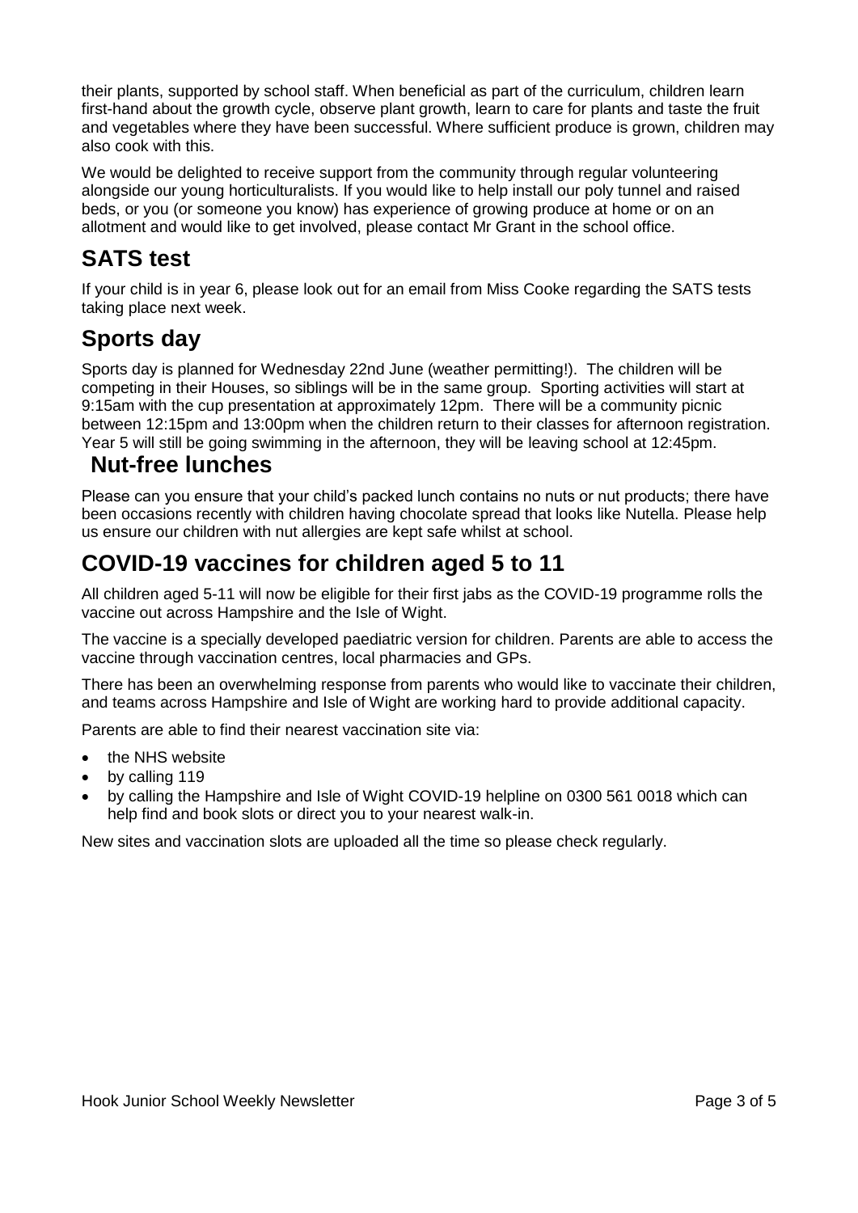their plants, supported by school staff. When beneficial as part of the curriculum, children learn first-hand about the growth cycle, observe plant growth, learn to care for plants and taste the fruit and vegetables where they have been successful. Where sufficient produce is grown, children may also cook with this.

We would be delighted to receive support from the community through regular volunteering alongside our young horticulturalists. If you would like to help install our poly tunnel and raised beds, or you (or someone you know) has experience of growing produce at home or on an allotment and would like to get involved, please contact Mr Grant in the school office.

## SATS test

If your child is in year 6, please look out for an email from Miss Cooke regarding the SATS tests taking place next week.

## Sports day

Sports day is planned for Wednesday 22nd June (weather permitting!). The children will be competing in their Houses, so siblings will be in the same group. Sporting activities will start at 9:15am with the cup presentation at approximately 12pm. There will be a community picnic between 12:15pm and 13:00pm when the children return to their classes for afternoon registration. Year 5 will still be going swimming in the afternoon, they will be leaving school at 12:45pm.

## Nut-free lunches

Please can you ensure that your child's packed lunch contains no nuts or nut products; there have been occasions recently with children having chocolate spread that looks like Nutella. Please help us ensure our children with nut allergies are kept safe whilst at school.

## COVID-19 vaccines for children aged 5 to 11

All children aged 5-11 will now be eligible for their first jabs as the COVID-19 programme rolls the vaccine out across Hampshire and the Isle of Wight.

The vaccine is a specially developed paediatric version for children. Parents are able to access the vaccine through vaccination centres, local pharmacies and GPs.

There has been an overwhelming response from parents who would like to vaccinate their children, and teams across Hampshire and Isle of Wight are working hard to provide additional capacity.

Parents are able to find their nearest vaccination site via:

- the NHS website
- by calling 119
- by calling the Hampshire and Isle of Wight COVID-19 helpline on 0300 561 0018 which can help find and book slots or direct you to your nearest walk-in.

New sites and vaccination slots are uploaded all the time so please check regularly.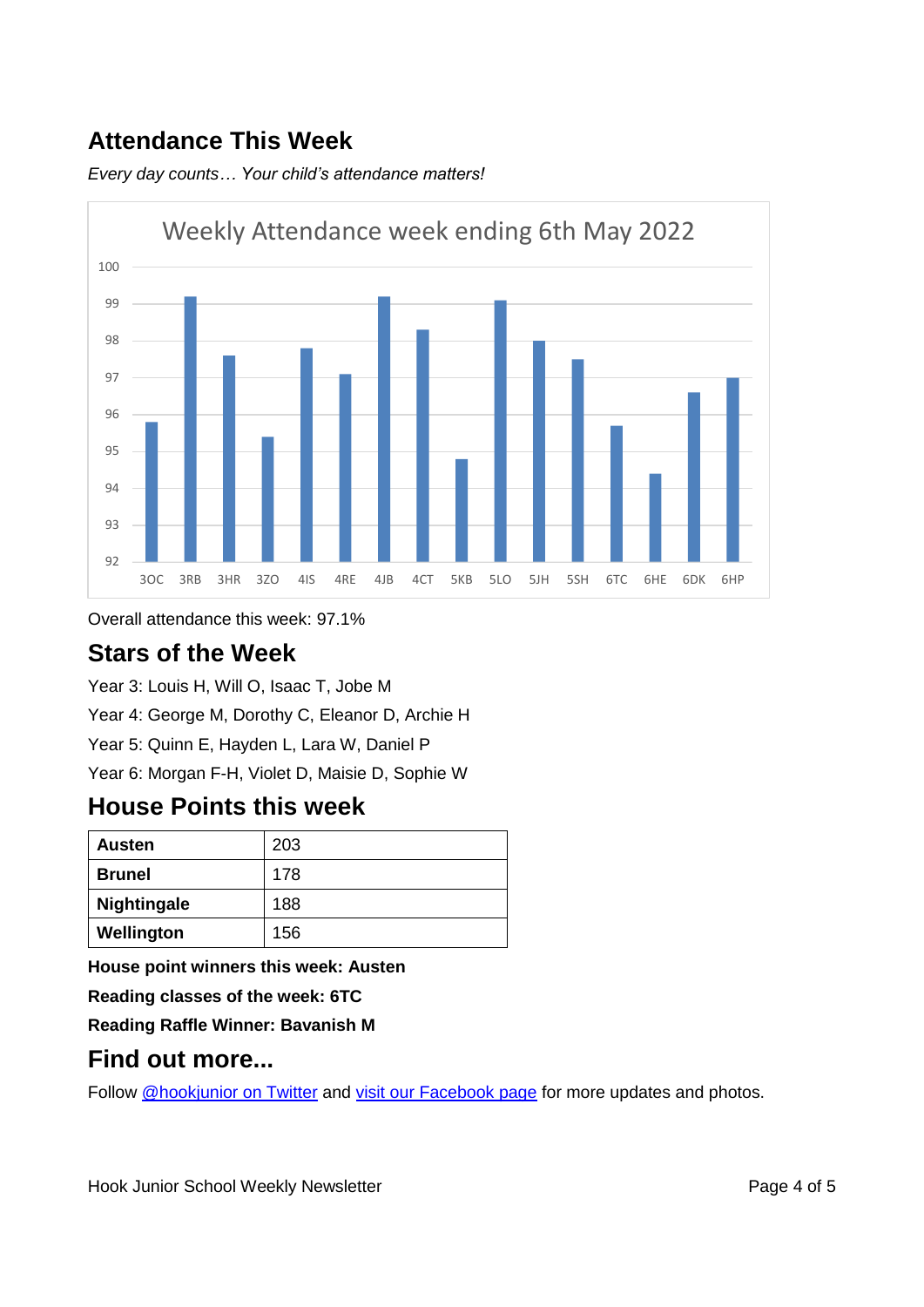## Attendance This Week

*Every day counts… Your child's attendance matters!*

Weekly Attendance week ending 6th May 2022

Overall attendance this week: 97.1%

## Stars of the Week

Year 3: Louis H, Will O, Isaac T, Jobe M

Year 4: George M, Dorothy C, Eleanor D, Archie H

Year 5: Quinn E, Hayden L, Lara W, Daniel P

Year 6: Morgan F-H, Violet D, Maisie D, Sophie W

## House Points this week

| House | Points |
|---|---|
| **Austen** | 203 |
| **Brunel** | 178 |
| **Nightingale** | 188 |
| **Wellington** | 156 |

**House point winners this week: Austen**

**Reading classes of the week: 6TC**

**Reading Raffle Winner: Bavanish M**

## Find out more...

Follow @hookjunior on Twitter and visit our Facebook page for more updates and photos.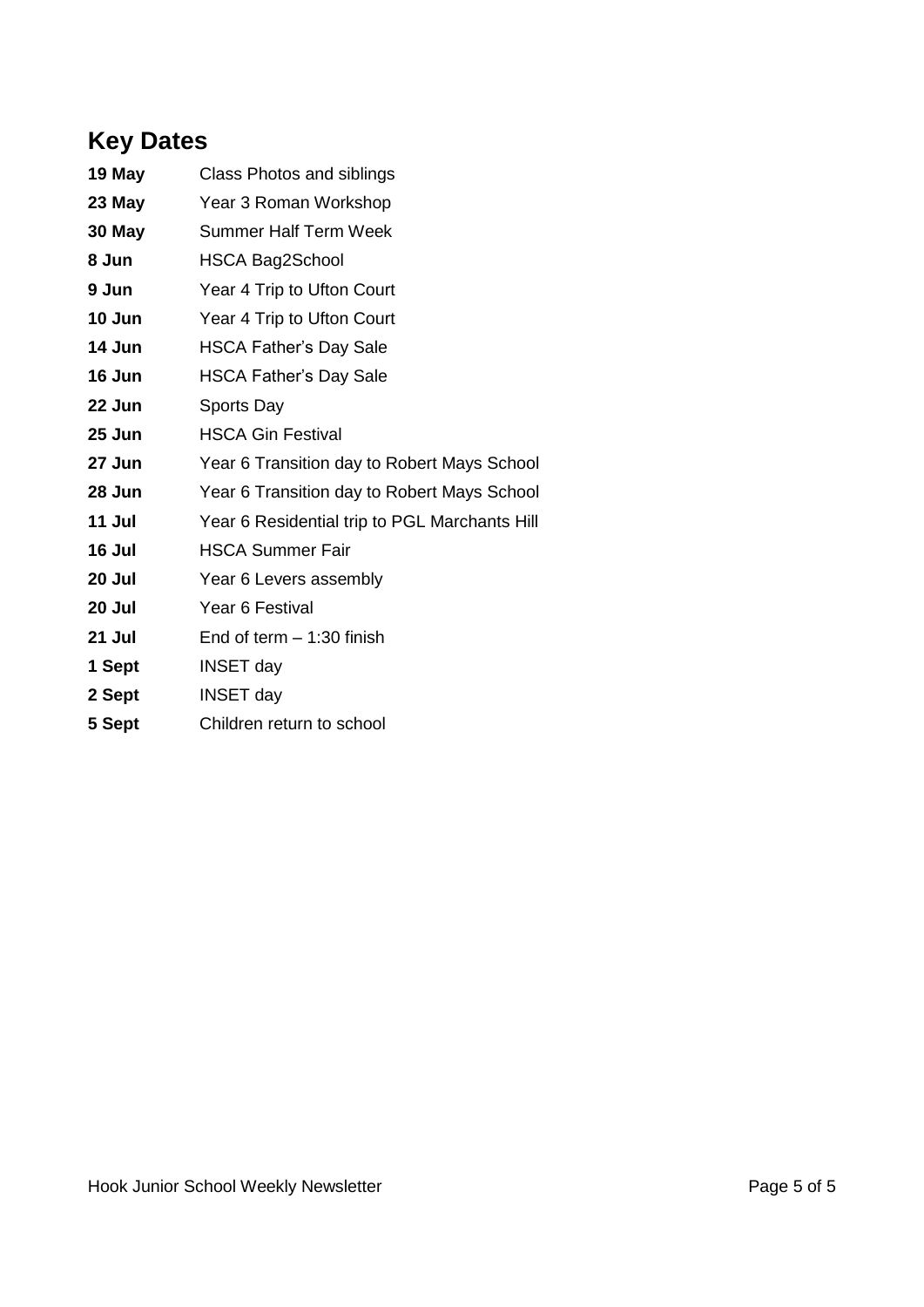## Key Dates

| | |
|---|---|
| **19 May** | Class Photos and siblings |
| **23 May** | Year 3 Roman Workshop |
| **30 May** | Summer Half Term Week |
| **8 Jun** | HSCA Bag2School |
| **9 Jun** | Year 4 Trip to Ufton Court |
| **10 Jun** | Year 4 Trip to Ufton Court |
| **14 Jun** | HSCA Father's Day Sale |
| **16 Jun** | HSCA Father's Day Sale |
| **22 Jun** | Sports Day |
| **25 Jun** | HSCA Gin Festival |
| **27 Jun** | Year 6 Transition day to Robert Mays School |
| **28 Jun** | Year 6 Transition day to Robert Mays School |
| **11 Jul** | Year 6 Residential trip to PGL Marchants Hill |
| **16 Jul** | HSCA Summer Fair |
| **20 Jul** | Year 6 Levers assembly |
| **20 Jul** | Year 6 Festival |
| **21 Jul** | End of term – 1:30 finish |
| **1 Sept** | INSET day |
| **2 Sept** | INSET day |
| **5 Sept** | Children return to school |